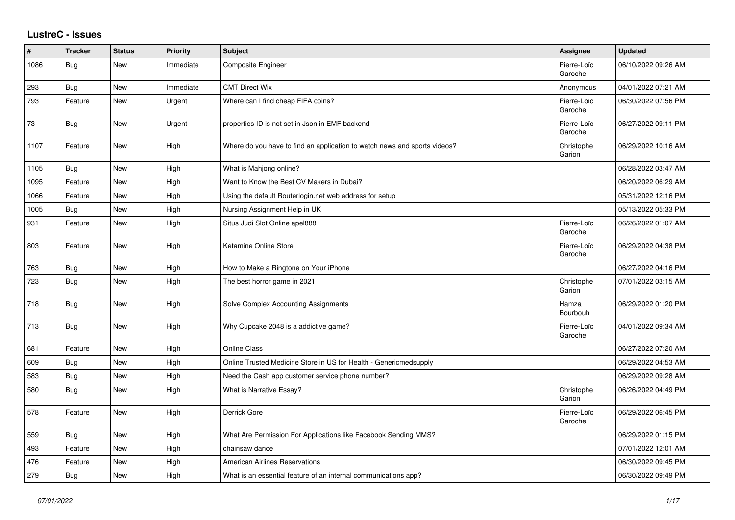# LustreC - Issues

| # | Tracker | Status | Priority | Subject | Assignee | Updated |
|---|---|---|---|---|---|---|
| 1086 | Bug | New | Immediate | Composite Engineer | Pierre-Loïc Garoche | 06/10/2022 09:26 AM |
| 293 | Bug | New | Immediate | CMT Direct Wix | Anonymous | 04/01/2022 07:21 AM |
| 793 | Feature | New | Urgent | Where can I find cheap FIFA coins? | Pierre-Loïc Garoche | 06/30/2022 07:56 PM |
| 73 | Bug | New | Urgent | properties ID is not set in Json in EMF backend | Pierre-Loïc Garoche | 06/27/2022 09:11 PM |
| 1107 | Feature | New | High | Where do you have to find an application to watch news and sports videos? | Christophe Garion | 06/29/2022 10:16 AM |
| 1105 | Bug | New | High | What is Mahjong online? | | 06/28/2022 03:47 AM |
| 1095 | Feature | New | High | Want to Know the Best CV Makers in Dubai? | | 06/20/2022 06:29 AM |
| 1066 | Feature | New | High | Using the default Routerlogin.net web address for setup | | 05/31/2022 12:16 PM |
| 1005 | Bug | New | High | Nursing Assignment Help in UK | | 05/13/2022 05:33 PM |
| 931 | Feature | New | High | Situs Judi Slot Online apel888 | Pierre-Loïc Garoche | 06/26/2022 01:07 AM |
| 803 | Feature | New | High | Ketamine Online Store | Pierre-Loïc Garoche | 06/29/2022 04:38 PM |
| 763 | Bug | New | High | How to Make a Ringtone on Your iPhone | | 06/27/2022 04:16 PM |
| 723 | Bug | New | High | The best horror game in 2021 | Christophe Garion | 07/01/2022 03:15 AM |
| 718 | Bug | New | High | Solve Complex Accounting Assignments | Hamza Bourbouh | 06/29/2022 01:20 PM |
| 713 | Bug | New | High | Why Cupcake 2048 is a addictive game? | Pierre-Loïc Garoche | 04/01/2022 09:34 AM |
| 681 | Feature | New | High | Online Class | | 06/27/2022 07:20 AM |
| 609 | Bug | New | High | Online Trusted Medicine Store in US for Health - Genericmedsupply | | 06/29/2022 04:53 AM |
| 583 | Bug | New | High | Need the Cash app customer service phone number? | | 06/29/2022 09:28 AM |
| 580 | Bug | New | High | What is Narrative Essay? | Christophe Garion | 06/26/2022 04:49 PM |
| 578 | Feature | New | High | Derrick Gore | Pierre-Loïc Garoche | 06/29/2022 06:45 PM |
| 559 | Bug | New | High | What Are Permission For Applications like Facebook Sending MMS? | | 06/29/2022 01:15 PM |
| 493 | Feature | New | High | chainsaw dance | | 07/01/2022 12:01 AM |
| 476 | Feature | New | High | American Airlines Reservations | | 06/30/2022 09:45 PM |
| 279 | Bug | New | High | What is an essential feature of an internal communications app? | | 06/30/2022 09:49 PM |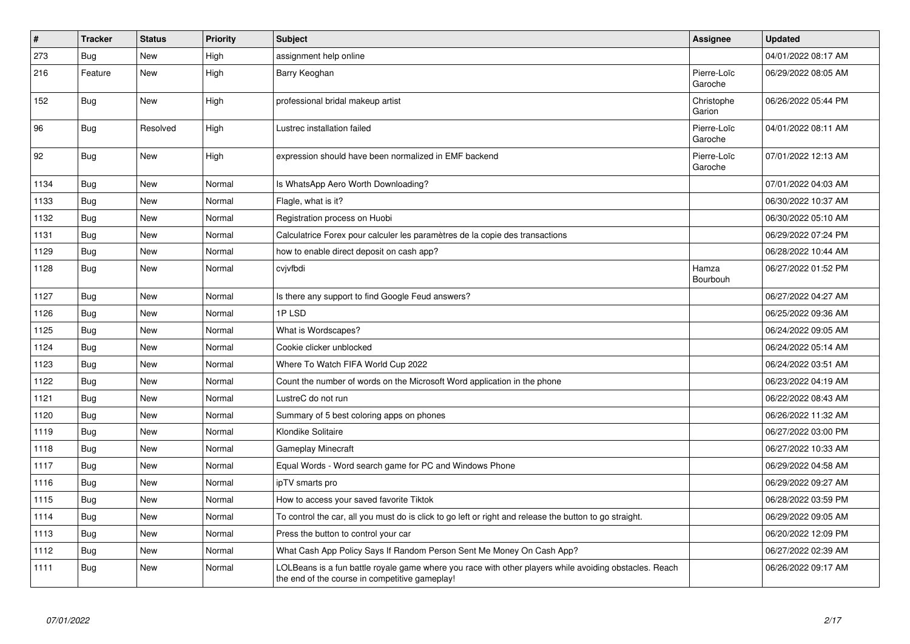| # | Tracker | Status | Priority | Subject | Assignee | Updated |
|---|---|---|---|---|---|---|
| 273 | Bug | New | High | assignment help online | | 04/01/2022 08:17 AM |
| 216 | Feature | New | High | Barry Keoghan | Pierre-Loïc Garoche | 06/29/2022 08:05 AM |
| 152 | Bug | New | High | professional bridal makeup artist | Christophe Garion | 06/26/2022 05:44 PM |
| 96 | Bug | Resolved | High | Lustrec installation failed | Pierre-Loïc Garoche | 04/01/2022 08:11 AM |
| 92 | Bug | New | High | expression should have been normalized in EMF backend | Pierre-Loïc Garoche | 07/01/2022 12:13 AM |
| 1134 | Bug | New | Normal | Is WhatsApp Aero Worth Downloading? | | 07/01/2022 04:03 AM |
| 1133 | Bug | New | Normal | Flagle, what is it? | | 06/30/2022 10:37 AM |
| 1132 | Bug | New | Normal | Registration process on Huobi | | 06/30/2022 05:10 AM |
| 1131 | Bug | New | Normal | Calculatrice Forex pour calculer les paramètres de la copie des transactions | | 06/29/2022 07:24 PM |
| 1129 | Bug | New | Normal | how to enable direct deposit on cash app? | | 06/28/2022 10:44 AM |
| 1128 | Bug | New | Normal | cvjvfbdi | Hamza Bourbouh | 06/27/2022 01:52 PM |
| 1127 | Bug | New | Normal | Is there any support to find Google Feud answers? | | 06/27/2022 04:27 AM |
| 1126 | Bug | New | Normal | 1P LSD | | 06/25/2022 09:36 AM |
| 1125 | Bug | New | Normal | What is Wordscapes? | | 06/24/2022 09:05 AM |
| 1124 | Bug | New | Normal | Cookie clicker unblocked | | 06/24/2022 05:14 AM |
| 1123 | Bug | New | Normal | Where To Watch FIFA World Cup 2022 | | 06/24/2022 03:51 AM |
| 1122 | Bug | New | Normal | Count the number of words on the Microsoft Word application in the phone | | 06/23/2022 04:19 AM |
| 1121 | Bug | New | Normal | LustreC do not run | | 06/22/2022 08:43 AM |
| 1120 | Bug | New | Normal | Summary of 5 best coloring apps on phones | | 06/26/2022 11:32 AM |
| 1119 | Bug | New | Normal | Klondike Solitaire | | 06/27/2022 03:00 PM |
| 1118 | Bug | New | Normal | Gameplay Minecraft | | 06/27/2022 10:33 AM |
| 1117 | Bug | New | Normal | Equal Words - Word search game for PC and Windows Phone | | 06/29/2022 04:58 AM |
| 1116 | Bug | New | Normal | ipTV smarts pro | | 06/29/2022 09:27 AM |
| 1115 | Bug | New | Normal | How to access your saved favorite Tiktok | | 06/28/2022 03:59 PM |
| 1114 | Bug | New | Normal | To control the car, all you must do is click to go left or right and release the button to go straight. | | 06/29/2022 09:05 AM |
| 1113 | Bug | New | Normal | Press the button to control your car | | 06/20/2022 12:09 PM |
| 1112 | Bug | New | Normal | What Cash App Policy Says If Random Person Sent Me Money On Cash App? | | 06/27/2022 02:39 AM |
| 1111 | Bug | New | Normal | LOLBeans is a fun battle royale game where you race with other players while avoiding obstacles. Reach the end of the course in competitive gameplay! | | 06/26/2022 09:17 AM |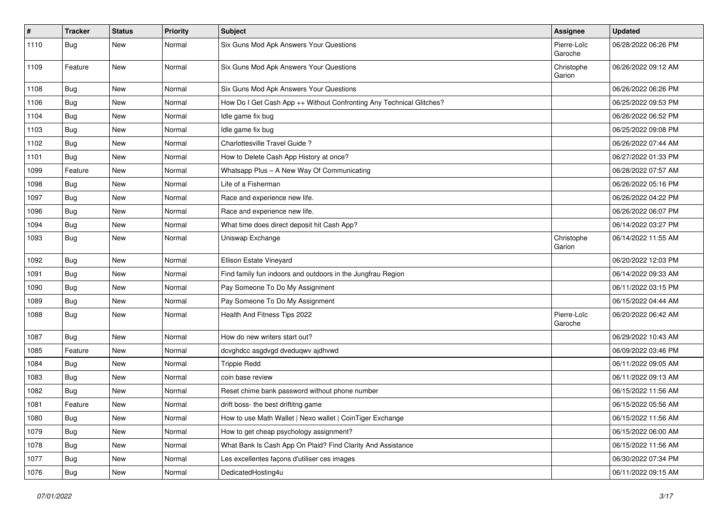| # | Tracker | Status | Priority | Subject | Assignee | Updated |
|---|---|---|---|---|---|---|
| 1110 | Bug | New | Normal | Six Guns Mod Apk Answers Your Questions | Pierre-Loïc Garoche | 06/28/2022 06:26 PM |
| 1109 | Feature | New | Normal | Six Guns Mod Apk Answers Your Questions | Christophe Garion | 06/26/2022 09:12 AM |
| 1108 | Bug | New | Normal | Six Guns Mod Apk Answers Your Questions | | 06/26/2022 06:26 PM |
| 1106 | Bug | New | Normal | How Do I Get Cash App ++ Without Confronting Any Technical Glitches? | | 06/25/2022 09:53 PM |
| 1104 | Bug | New | Normal | Idle game fix bug | | 06/26/2022 06:52 PM |
| 1103 | Bug | New | Normal | Idle game fix bug | | 06/25/2022 09:08 PM |
| 1102 | Bug | New | Normal | Charlottesville Travel Guide ? | | 06/26/2022 07:44 AM |
| 1101 | Bug | New | Normal | How to Delete Cash App History at once? | | 06/27/2022 01:33 PM |
| 1099 | Feature | New | Normal | Whatsapp Plus – A New Way Of Communicating | | 06/28/2022 07:57 AM |
| 1098 | Bug | New | Normal | Life of a Fisherman | | 06/26/2022 05:16 PM |
| 1097 | Bug | New | Normal | Race and experience new life. | | 06/26/2022 04:22 PM |
| 1096 | Bug | New | Normal | Race and experience new life. | | 06/26/2022 06:07 PM |
| 1094 | Bug | New | Normal | What time does direct deposit hit Cash App? | | 06/14/2022 03:27 PM |
| 1093 | Bug | New | Normal | Uniswap Exchange | Christophe Garion | 06/14/2022 11:55 AM |
| 1092 | Bug | New | Normal | Ellison Estate Vineyard | | 06/20/2022 12:03 PM |
| 1091 | Bug | New | Normal | Find family fun indoors and outdoors in the Jungfrau Region | | 06/14/2022 09:33 AM |
| 1090 | Bug | New | Normal | Pay Someone To Do My Assignment | | 06/11/2022 03:15 PM |
| 1089 | Bug | New | Normal | Pay Someone To Do My Assignment | | 06/15/2022 04:44 AM |
| 1088 | Bug | New | Normal | Health And Fitness Tips 2022 | Pierre-Loïc Garoche | 06/20/2022 06:42 AM |
| 1087 | Bug | New | Normal | How do new writers start out? | | 06/29/2022 10:43 AM |
| 1085 | Feature | New | Normal | dcvghdcc asgdvgd dveduqwv ajdhvwd | | 06/09/2022 03:46 PM |
| 1084 | Bug | New | Normal | Trippie Redd | | 06/11/2022 09:05 AM |
| 1083 | Bug | New | Normal | coin base review | | 06/11/2022 09:13 AM |
| 1082 | Bug | New | Normal | Reset chime bank password without phone number | | 06/15/2022 11:56 AM |
| 1081 | Feature | New | Normal | drift boss- the best driftitng game | | 06/15/2022 05:56 AM |
| 1080 | Bug | New | Normal | How to use Math Wallet \| Nexo wallet \| CoinTiger Exchange | | 06/15/2022 11:56 AM |
| 1079 | Bug | New | Normal | How to get cheap psychology assignment? | | 06/15/2022 06:00 AM |
| 1078 | Bug | New | Normal | What Bank Is Cash App On Plaid? Find Clarity And Assistance | | 06/15/2022 11:56 AM |
| 1077 | Bug | New | Normal | Les excellentes façons d'utiliser ces images | | 06/30/2022 07:34 PM |
| 1076 | Bug | New | Normal | DedicatedHosting4u | | 06/11/2022 09:15 AM |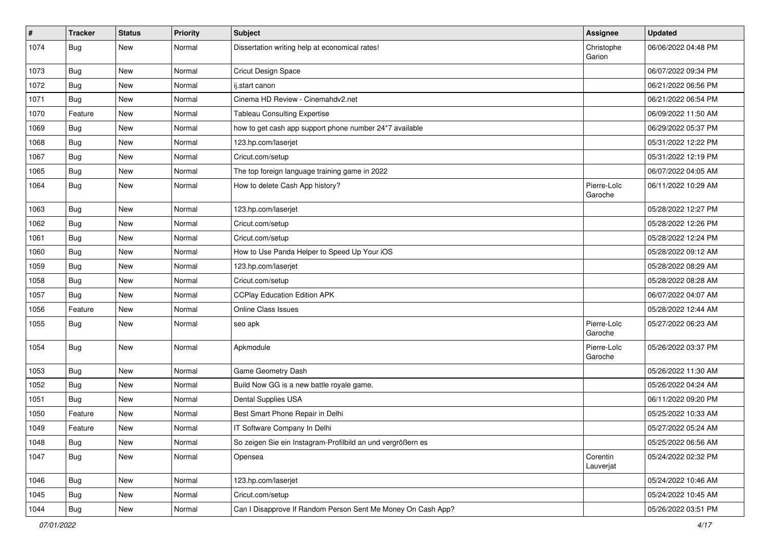| # | Tracker | Status | Priority | Subject | Assignee | Updated |
|---|---|---|---|---|---|---|
| 1074 | Bug | New | Normal | Dissertation writing help at economical rates! | Christophe Garion | 06/06/2022 04:48 PM |
| 1073 | Bug | New | Normal | Cricut Design Space | | 06/07/2022 09:34 PM |
| 1072 | Bug | New | Normal | ij.start canon | | 06/21/2022 06:56 PM |
| 1071 | Bug | New | Normal | Cinema HD Review - Cinemahdv2.net | | 06/21/2022 06:54 PM |
| 1070 | Feature | New | Normal | Tableau Consulting Expertise | | 06/09/2022 11:50 AM |
| 1069 | Bug | New | Normal | how to get cash app support phone number 24*7 available | | 06/29/2022 05:37 PM |
| 1068 | Bug | New | Normal | 123.hp.com/laserjet | | 05/31/2022 12:22 PM |
| 1067 | Bug | New | Normal | Cricut.com/setup | | 05/31/2022 12:19 PM |
| 1065 | Bug | New | Normal | The top foreign language training game in 2022 | | 06/07/2022 04:05 AM |
| 1064 | Bug | New | Normal | How to delete Cash App history? | Pierre-Loïc Garoche | 06/11/2022 10:29 AM |
| 1063 | Bug | New | Normal | 123.hp.com/laserjet | | 05/28/2022 12:27 PM |
| 1062 | Bug | New | Normal | Cricut.com/setup | | 05/28/2022 12:26 PM |
| 1061 | Bug | New | Normal | Cricut.com/setup | | 05/28/2022 12:24 PM |
| 1060 | Bug | New | Normal | How to Use Panda Helper to Speed Up Your iOS | | 05/28/2022 09:12 AM |
| 1059 | Bug | New | Normal | 123.hp.com/laserjet | | 05/28/2022 08:29 AM |
| 1058 | Bug | New | Normal | Cricut.com/setup | | 05/28/2022 08:28 AM |
| 1057 | Bug | New | Normal | CCPlay Education Edition APK | | 06/07/2022 04:07 AM |
| 1056 | Feature | New | Normal | Online Class Issues | | 05/28/2022 12:44 AM |
| 1055 | Bug | New | Normal | seo apk | Pierre-Loïc Garoche | 05/27/2022 06:23 AM |
| 1054 | Bug | New | Normal | Apkmodule | Pierre-Loïc Garoche | 05/26/2022 03:37 PM |
| 1053 | Bug | New | Normal | Game Geometry Dash | | 05/26/2022 11:30 AM |
| 1052 | Bug | New | Normal | Build Now GG is a new battle royale game. | | 05/26/2022 04:24 AM |
| 1051 | Bug | New | Normal | Dental Supplies USA | | 06/11/2022 09:20 PM |
| 1050 | Feature | New | Normal | Best Smart Phone Repair in Delhi | | 05/25/2022 10:33 AM |
| 1049 | Feature | New | Normal | IT Software Company In Delhi | | 05/27/2022 05:24 AM |
| 1048 | Bug | New | Normal | So zeigen Sie ein Instagram-Profilbild an und vergrößern es | | 05/25/2022 06:56 AM |
| 1047 | Bug | New | Normal | Opensea | Corentin Lauverjat | 05/24/2022 02:32 PM |
| 1046 | Bug | New | Normal | 123.hp.com/laserjet | | 05/24/2022 10:46 AM |
| 1045 | Bug | New | Normal | Cricut.com/setup | | 05/24/2022 10:45 AM |
| 1044 | Bug | New | Normal | Can I Disapprove If Random Person Sent Me Money On Cash App? | | 05/26/2022 03:51 PM |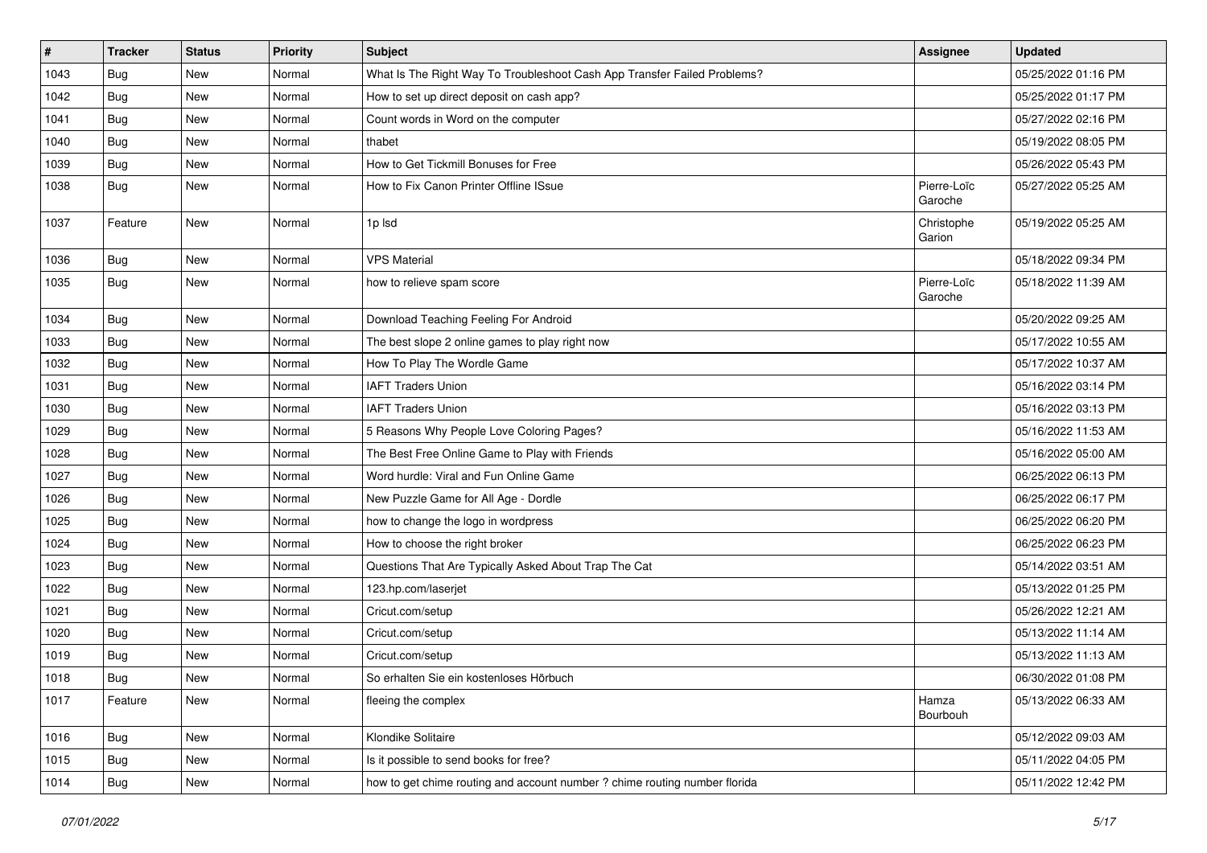| # | Tracker | Status | Priority | Subject | Assignee | Updated |
|---|---|---|---|---|---|---|
| 1043 | Bug | New | Normal | What Is The Right Way To Troubleshoot Cash App Transfer Failed Problems? | | 05/25/2022 01:16 PM |
| 1042 | Bug | New | Normal | How to set up direct deposit on cash app? | | 05/25/2022 01:17 PM |
| 1041 | Bug | New | Normal | Count words in Word on the computer | | 05/27/2022 02:16 PM |
| 1040 | Bug | New | Normal | thabet | | 05/19/2022 08:05 PM |
| 1039 | Bug | New | Normal | How to Get Tickmill Bonuses for Free | | 05/26/2022 05:43 PM |
| 1038 | Bug | New | Normal | How to Fix Canon Printer Offline ISsue | Pierre-Loïc Garoche | 05/27/2022 05:25 AM |
| 1037 | Feature | New | Normal | 1p lsd | Christophe Garion | 05/19/2022 05:25 AM |
| 1036 | Bug | New | Normal | VPS Material | | 05/18/2022 09:34 PM |
| 1035 | Bug | New | Normal | how to relieve spam score | Pierre-Loïc Garoche | 05/18/2022 11:39 AM |
| 1034 | Bug | New | Normal | Download Teaching Feeling For Android | | 05/20/2022 09:25 AM |
| 1033 | Bug | New | Normal | The best slope 2 online games to play right now | | 05/17/2022 10:55 AM |
| 1032 | Bug | New | Normal | How To Play The Wordle Game | | 05/17/2022 10:37 AM |
| 1031 | Bug | New | Normal | IAFT Traders Union | | 05/16/2022 03:14 PM |
| 1030 | Bug | New | Normal | IAFT Traders Union | | 05/16/2022 03:13 PM |
| 1029 | Bug | New | Normal | 5 Reasons Why People Love Coloring Pages? | | 05/16/2022 11:53 AM |
| 1028 | Bug | New | Normal | The Best Free Online Game to Play with Friends | | 05/16/2022 05:00 AM |
| 1027 | Bug | New | Normal | Word hurdle: Viral and Fun Online Game | | 06/25/2022 06:13 PM |
| 1026 | Bug | New | Normal | New Puzzle Game for All Age - Dordle | | 06/25/2022 06:17 PM |
| 1025 | Bug | New | Normal | how to change the logo in wordpress | | 06/25/2022 06:20 PM |
| 1024 | Bug | New | Normal | How to choose the right broker | | 06/25/2022 06:23 PM |
| 1023 | Bug | New | Normal | Questions That Are Typically Asked About Trap The Cat | | 05/14/2022 03:51 AM |
| 1022 | Bug | New | Normal | 123.hp.com/laserjet | | 05/13/2022 01:25 PM |
| 1021 | Bug | New | Normal | Cricut.com/setup | | 05/26/2022 12:21 AM |
| 1020 | Bug | New | Normal | Cricut.com/setup | | 05/13/2022 11:14 AM |
| 1019 | Bug | New | Normal | Cricut.com/setup | | 05/13/2022 11:13 AM |
| 1018 | Bug | New | Normal | So erhalten Sie ein kostenloses Hörbuch | | 06/30/2022 01:08 PM |
| 1017 | Feature | New | Normal | fleeing the complex | Hamza Bourbouh | 05/13/2022 06:33 AM |
| 1016 | Bug | New | Normal | Klondike Solitaire | | 05/12/2022 09:03 AM |
| 1015 | Bug | New | Normal | Is it possible to send books for free? | | 05/11/2022 04:05 PM |
| 1014 | Bug | New | Normal | how to get chime routing and account number ? chime routing number florida | | 05/11/2022 12:42 PM |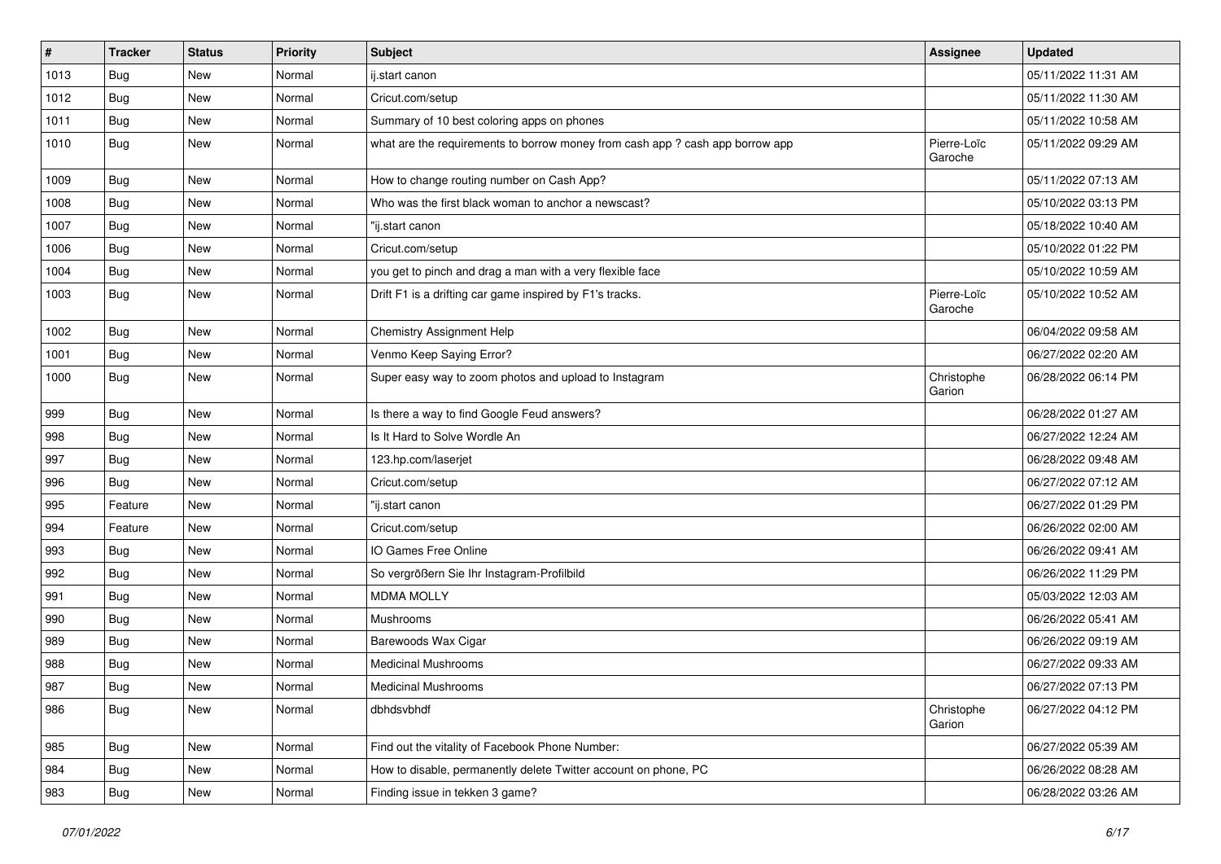| # | Tracker | Status | Priority | Subject | Assignee | Updated |
| --- | --- | --- | --- | --- | --- | --- |
| 1013 | Bug | New | Normal | ij.start canon | | 05/11/2022 11:31 AM |
| 1012 | Bug | New | Normal | Cricut.com/setup | | 05/11/2022 11:30 AM |
| 1011 | Bug | New | Normal | Summary of 10 best coloring apps on phones | | 05/11/2022 10:58 AM |
| 1010 | Bug | New | Normal | what are the requirements to borrow money from cash app ? cash app borrow app | Pierre-Loïc Garoche | 05/11/2022 09:29 AM |
| 1009 | Bug | New | Normal | How to change routing number on Cash App? | | 05/11/2022 07:13 AM |
| 1008 | Bug | New | Normal | Who was the first black woman to anchor a newscast? | | 05/10/2022 03:13 PM |
| 1007 | Bug | New | Normal | "ij.start canon | | 05/18/2022 10:40 AM |
| 1006 | Bug | New | Normal | Cricut.com/setup | | 05/10/2022 01:22 PM |
| 1004 | Bug | New | Normal | you get to pinch and drag a man with a very flexible face | | 05/10/2022 10:59 AM |
| 1003 | Bug | New | Normal | Drift F1 is a drifting car game inspired by F1's tracks. | Pierre-Loïc Garoche | 05/10/2022 10:52 AM |
| 1002 | Bug | New | Normal | Chemistry Assignment Help | | 06/04/2022 09:58 AM |
| 1001 | Bug | New | Normal | Venmo Keep Saying Error? | | 06/27/2022 02:20 AM |
| 1000 | Bug | New | Normal | Super easy way to zoom photos and upload to Instagram | Christophe Garion | 06/28/2022 06:14 PM |
| 999 | Bug | New | Normal | Is there a way to find Google Feud answers? | | 06/28/2022 01:27 AM |
| 998 | Bug | New | Normal | Is It Hard to Solve Wordle An | | 06/27/2022 12:24 AM |
| 997 | Bug | New | Normal | 123.hp.com/laserjet | | 06/28/2022 09:48 AM |
| 996 | Bug | New | Normal | Cricut.com/setup | | 06/27/2022 07:12 AM |
| 995 | Feature | New | Normal | "ij.start canon | | 06/27/2022 01:29 PM |
| 994 | Feature | New | Normal | Cricut.com/setup | | 06/26/2022 02:00 AM |
| 993 | Bug | New | Normal | IO Games Free Online | | 06/26/2022 09:41 AM |
| 992 | Bug | New | Normal | So vergrößern Sie Ihr Instagram-Profilbild | | 06/26/2022 11:29 PM |
| 991 | Bug | New | Normal | MDMA MOLLY | | 05/03/2022 12:03 AM |
| 990 | Bug | New | Normal | Mushrooms | | 06/26/2022 05:41 AM |
| 989 | Bug | New | Normal | Barewoods Wax Cigar | | 06/26/2022 09:19 AM |
| 988 | Bug | New | Normal | Medicinal Mushrooms | | 06/27/2022 09:33 AM |
| 987 | Bug | New | Normal | Medicinal Mushrooms | | 06/27/2022 07:13 PM |
| 986 | Bug | New | Normal | dbhdsvbhdf | Christophe Garion | 06/27/2022 04:12 PM |
| 985 | Bug | New | Normal | Find out the vitality of Facebook Phone Number: | | 06/27/2022 05:39 AM |
| 984 | Bug | New | Normal | How to disable, permanently delete Twitter account on phone, PC | | 06/26/2022 08:28 AM |
| 983 | Bug | New | Normal | Finding issue in tekken 3 game? | | 06/28/2022 03:26 AM |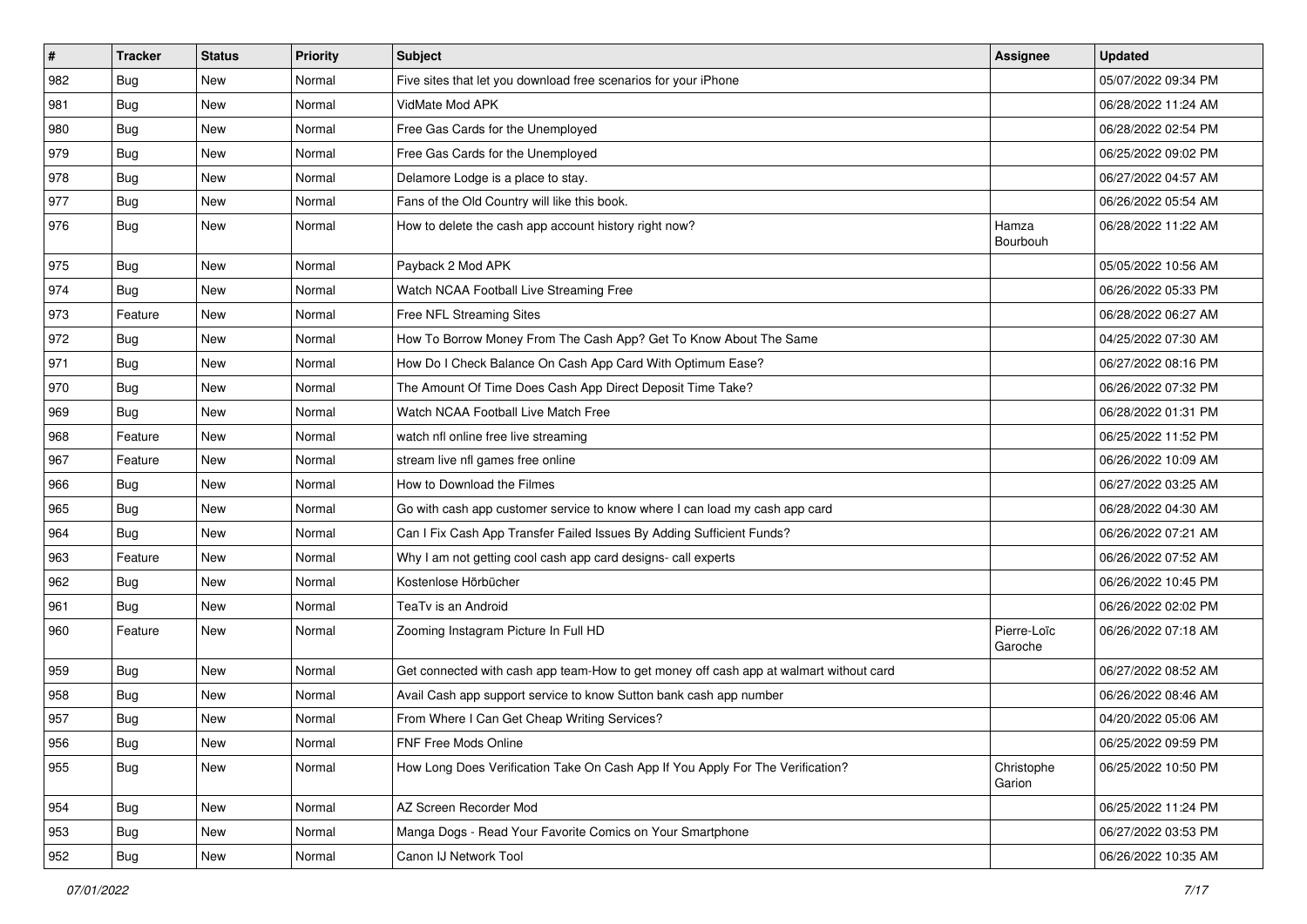| # | Tracker | Status | Priority | Subject | Assignee | Updated |
|---|---|---|---|---|---|---|
| 982 | Bug | New | Normal | Five sites that let you download free scenarios for your iPhone | | 05/07/2022 09:34 PM |
| 981 | Bug | New | Normal | VidMate Mod APK | | 06/28/2022 11:24 AM |
| 980 | Bug | New | Normal | Free Gas Cards for the Unemployed | | 06/28/2022 02:54 PM |
| 979 | Bug | New | Normal | Free Gas Cards for the Unemployed | | 06/25/2022 09:02 PM |
| 978 | Bug | New | Normal | Delamore Lodge is a place to stay. | | 06/27/2022 04:57 AM |
| 977 | Bug | New | Normal | Fans of the Old Country will like this book. | | 06/26/2022 05:54 AM |
| 976 | Bug | New | Normal | How to delete the cash app account history right now? | Hamza Bourbouh | 06/28/2022 11:22 AM |
| 975 | Bug | New | Normal | Payback 2 Mod APK | | 05/05/2022 10:56 AM |
| 974 | Bug | New | Normal | Watch NCAA Football Live Streaming Free | | 06/26/2022 05:33 PM |
| 973 | Feature | New | Normal | Free NFL Streaming Sites | | 06/28/2022 06:27 AM |
| 972 | Bug | New | Normal | How To Borrow Money From The Cash App? Get To Know About The Same | | 04/25/2022 07:30 AM |
| 971 | Bug | New | Normal | How Do I Check Balance On Cash App Card With Optimum Ease? | | 06/27/2022 08:16 PM |
| 970 | Bug | New | Normal | The Amount Of Time Does Cash App Direct Deposit Time Take? | | 06/26/2022 07:32 PM |
| 969 | Bug | New | Normal | Watch NCAA Football Live Match Free | | 06/28/2022 01:31 PM |
| 968 | Feature | New | Normal | watch nfl online free live streaming | | 06/25/2022 11:52 PM |
| 967 | Feature | New | Normal | stream live nfl games free online | | 06/26/2022 10:09 AM |
| 966 | Bug | New | Normal | How to Download the Filmes | | 06/27/2022 03:25 AM |
| 965 | Bug | New | Normal | Go with cash app customer service to know where I can load my cash app card | | 06/28/2022 04:30 AM |
| 964 | Bug | New | Normal | Can I Fix Cash App Transfer Failed Issues By Adding Sufficient Funds? | | 06/26/2022 07:21 AM |
| 963 | Feature | New | Normal | Why I am not getting cool cash app card designs- call experts | | 06/26/2022 07:52 AM |
| 962 | Bug | New | Normal | Kostenlose Hörbücher | | 06/26/2022 10:45 PM |
| 961 | Bug | New | Normal | TeaTv is an Android | | 06/26/2022 02:02 PM |
| 960 | Feature | New | Normal | Zooming Instagram Picture In Full HD | Pierre-Loïc Garoche | 06/26/2022 07:18 AM |
| 959 | Bug | New | Normal | Get connected with cash app team-How to get money off cash app at walmart without card | | 06/27/2022 08:52 AM |
| 958 | Bug | New | Normal | Avail Cash app support service to know Sutton bank cash app number | | 06/26/2022 08:46 AM |
| 957 | Bug | New | Normal | From Where I Can Get Cheap Writing Services? | | 04/20/2022 05:06 AM |
| 956 | Bug | New | Normal | FNF Free Mods Online | | 06/25/2022 09:59 PM |
| 955 | Bug | New | Normal | How Long Does Verification Take On Cash App If You Apply For The Verification? | Christophe Garion | 06/25/2022 10:50 PM |
| 954 | Bug | New | Normal | AZ Screen Recorder Mod | | 06/25/2022 11:24 PM |
| 953 | Bug | New | Normal | Manga Dogs - Read Your Favorite Comics on Your Smartphone | | 06/27/2022 03:53 PM |
| 952 | Bug | New | Normal | Canon IJ Network Tool | | 06/26/2022 10:35 AM |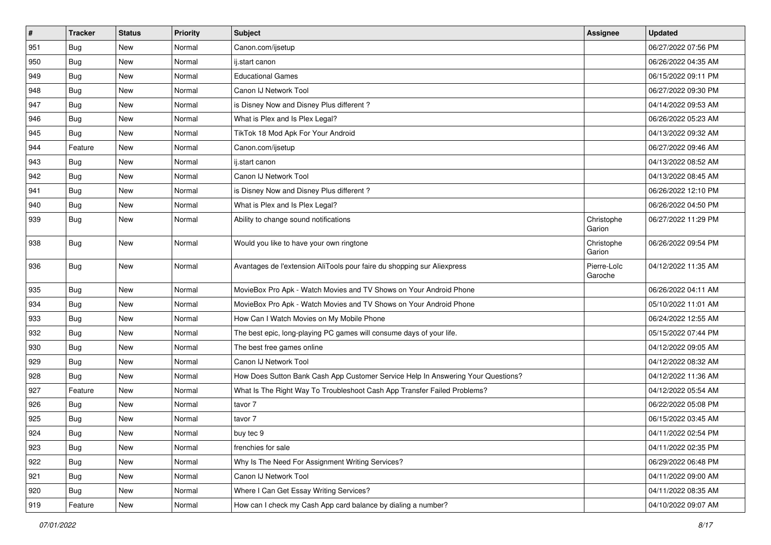| # | Tracker | Status | Priority | Subject | Assignee | Updated |
|---|---|---|---|---|---|---|
| 951 | Bug | New | Normal | Canon.com/ijsetup | | 06/27/2022 07:56 PM |
| 950 | Bug | New | Normal | ij.start canon | | 06/26/2022 04:35 AM |
| 949 | Bug | New | Normal | Educational Games | | 06/15/2022 09:11 PM |
| 948 | Bug | New | Normal | Canon IJ Network Tool | | 06/27/2022 09:30 PM |
| 947 | Bug | New | Normal | is Disney Now and Disney Plus different ? | | 04/14/2022 09:53 AM |
| 946 | Bug | New | Normal | What is Plex and Is Plex Legal? | | 06/26/2022 05:23 AM |
| 945 | Bug | New | Normal | TikTok 18 Mod Apk For Your Android | | 04/13/2022 09:32 AM |
| 944 | Feature | New | Normal | Canon.com/ijsetup | | 06/27/2022 09:46 AM |
| 943 | Bug | New | Normal | ij.start canon | | 04/13/2022 08:52 AM |
| 942 | Bug | New | Normal | Canon IJ Network Tool | | 04/13/2022 08:45 AM |
| 941 | Bug | New | Normal | is Disney Now and Disney Plus different ? | | 06/26/2022 12:10 PM |
| 940 | Bug | New | Normal | What is Plex and Is Plex Legal? | | 06/26/2022 04:50 PM |
| 939 | Bug | New | Normal | Ability to change sound notifications | Christophe Garion | 06/27/2022 11:29 PM |
| 938 | Bug | New | Normal | Would you like to have your own ringtone | Christophe Garion | 06/26/2022 09:54 PM |
| 936 | Bug | New | Normal | Avantages de l'extension AliTools pour faire du shopping sur Aliexpress | Pierre-Loïc Garoche | 04/12/2022 11:35 AM |
| 935 | Bug | New | Normal | MovieBox Pro Apk - Watch Movies and TV Shows on Your Android Phone | | 06/26/2022 04:11 AM |
| 934 | Bug | New | Normal | MovieBox Pro Apk - Watch Movies and TV Shows on Your Android Phone | | 05/10/2022 11:01 AM |
| 933 | Bug | New | Normal | How Can I Watch Movies on My Mobile Phone | | 06/24/2022 12:55 AM |
| 932 | Bug | New | Normal | The best epic, long-playing PC games will consume days of your life. | | 05/15/2022 07:44 PM |
| 930 | Bug | New | Normal | The best free games online | | 04/12/2022 09:05 AM |
| 929 | Bug | New | Normal | Canon IJ Network Tool | | 04/12/2022 08:32 AM |
| 928 | Bug | New | Normal | How Does Sutton Bank Cash App Customer Service Help In Answering Your Questions? | | 04/12/2022 11:36 AM |
| 927 | Feature | New | Normal | What Is The Right Way To Troubleshoot Cash App Transfer Failed Problems? | | 04/12/2022 05:54 AM |
| 926 | Bug | New | Normal | tavor 7 | | 06/22/2022 05:08 PM |
| 925 | Bug | New | Normal | tavor 7 | | 06/15/2022 03:45 AM |
| 924 | Bug | New | Normal | buy tec 9 | | 04/11/2022 02:54 PM |
| 923 | Bug | New | Normal | frenchies for sale | | 04/11/2022 02:35 PM |
| 922 | Bug | New | Normal | Why Is The Need For Assignment Writing Services? | | 06/29/2022 06:48 PM |
| 921 | Bug | New | Normal | Canon IJ Network Tool | | 04/11/2022 09:00 AM |
| 920 | Bug | New | Normal | Where I Can Get Essay Writing Services? | | 04/11/2022 08:35 AM |
| 919 | Feature | New | Normal | How can I check my Cash App card balance by dialing a number? | | 04/10/2022 09:07 AM |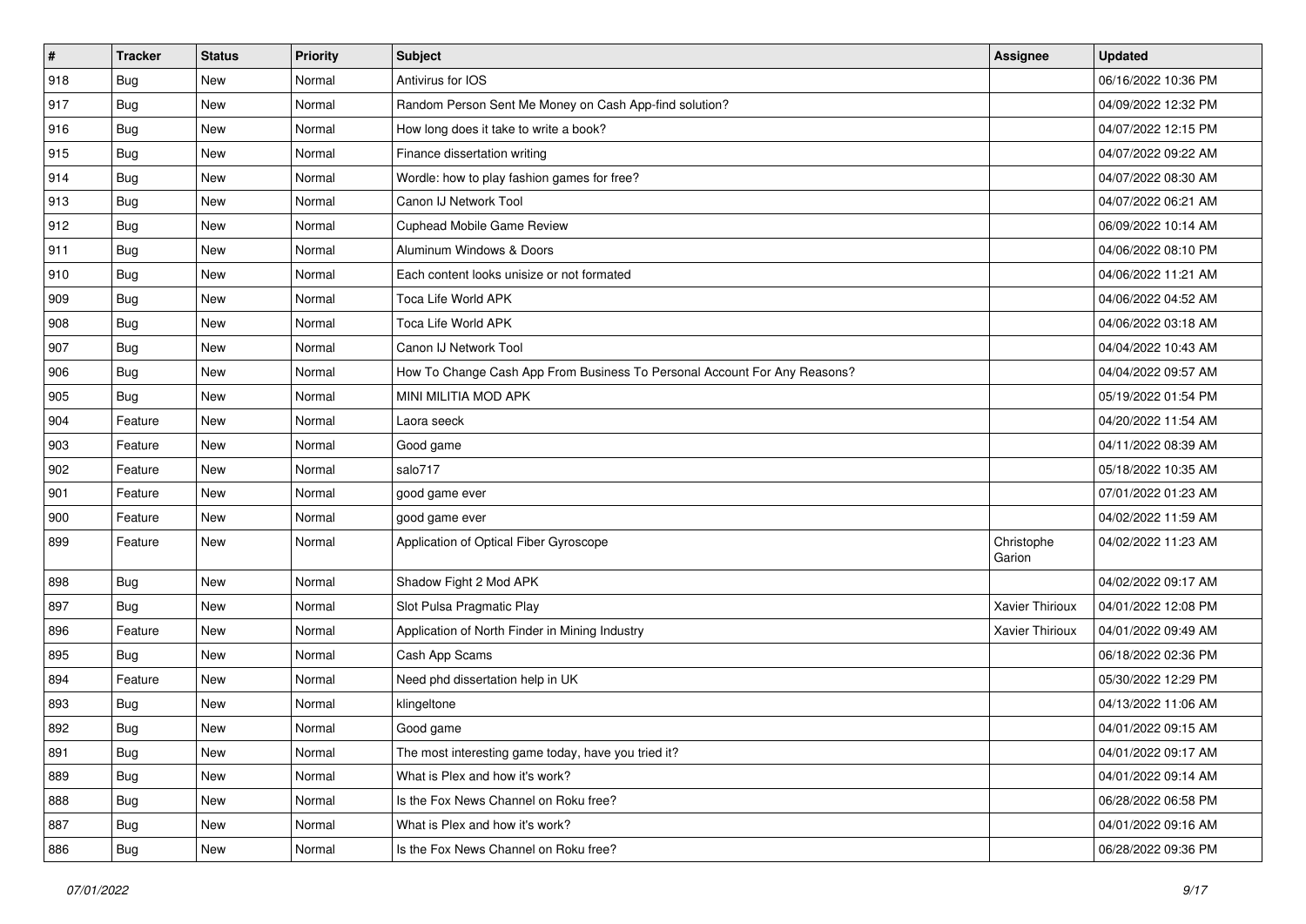| # | Tracker | Status | Priority | Subject | Assignee | Updated |
|---|---|---|---|---|---|---|
| 918 | Bug | New | Normal | Antivirus for IOS | | 06/16/2022 10:36 PM |
| 917 | Bug | New | Normal | Random Person Sent Me Money on Cash App-find solution? | | 04/09/2022 12:32 PM |
| 916 | Bug | New | Normal | How long does it take to write a book? | | 04/07/2022 12:15 PM |
| 915 | Bug | New | Normal | Finance dissertation writing | | 04/07/2022 09:22 AM |
| 914 | Bug | New | Normal | Wordle: how to play fashion games for free? | | 04/07/2022 08:30 AM |
| 913 | Bug | New | Normal | Canon IJ Network Tool | | 04/07/2022 06:21 AM |
| 912 | Bug | New | Normal | Cuphead Mobile Game Review | | 06/09/2022 10:14 AM |
| 911 | Bug | New | Normal | Aluminum Windows & Doors | | 04/06/2022 08:10 PM |
| 910 | Bug | New | Normal | Each content looks unisize or not formated | | 04/06/2022 11:21 AM |
| 909 | Bug | New | Normal | Toca Life World APK | | 04/06/2022 04:52 AM |
| 908 | Bug | New | Normal | Toca Life World APK | | 04/06/2022 03:18 AM |
| 907 | Bug | New | Normal | Canon IJ Network Tool | | 04/04/2022 10:43 AM |
| 906 | Bug | New | Normal | How To Change Cash App From Business To Personal Account For Any Reasons? | | 04/04/2022 09:57 AM |
| 905 | Bug | New | Normal | MINI MILITIA MOD APK | | 05/19/2022 01:54 PM |
| 904 | Feature | New | Normal | Laora seeck | | 04/20/2022 11:54 AM |
| 903 | Feature | New | Normal | Good game | | 04/11/2022 08:39 AM |
| 902 | Feature | New | Normal | salo717 | | 05/18/2022 10:35 AM |
| 901 | Feature | New | Normal | good game ever | | 07/01/2022 01:23 AM |
| 900 | Feature | New | Normal | good game ever | | 04/02/2022 11:59 AM |
| 899 | Feature | New | Normal | Application of Optical Fiber Gyroscope | Christophe Garion | 04/02/2022 11:23 AM |
| 898 | Bug | New | Normal | Shadow Fight 2 Mod APK | | 04/02/2022 09:17 AM |
| 897 | Bug | New | Normal | Slot Pulsa Pragmatic Play | Xavier Thirioux | 04/01/2022 12:08 PM |
| 896 | Feature | New | Normal | Application of North Finder in Mining Industry | Xavier Thirioux | 04/01/2022 09:49 AM |
| 895 | Bug | New | Normal | Cash App Scams | | 06/18/2022 02:36 PM |
| 894 | Feature | New | Normal | Need phd dissertation help in UK | | 05/30/2022 12:29 PM |
| 893 | Bug | New | Normal | klingeltone | | 04/13/2022 11:06 AM |
| 892 | Bug | New | Normal | Good game | | 04/01/2022 09:15 AM |
| 891 | Bug | New | Normal | The most interesting game today, have you tried it? | | 04/01/2022 09:17 AM |
| 889 | Bug | New | Normal | What is Plex and how it's work? | | 04/01/2022 09:14 AM |
| 888 | Bug | New | Normal | Is the Fox News Channel on Roku free? | | 06/28/2022 06:58 PM |
| 887 | Bug | New | Normal | What is Plex and how it's work? | | 04/01/2022 09:16 AM |
| 886 | Bug | New | Normal | Is the Fox News Channel on Roku free? | | 06/28/2022 09:36 PM |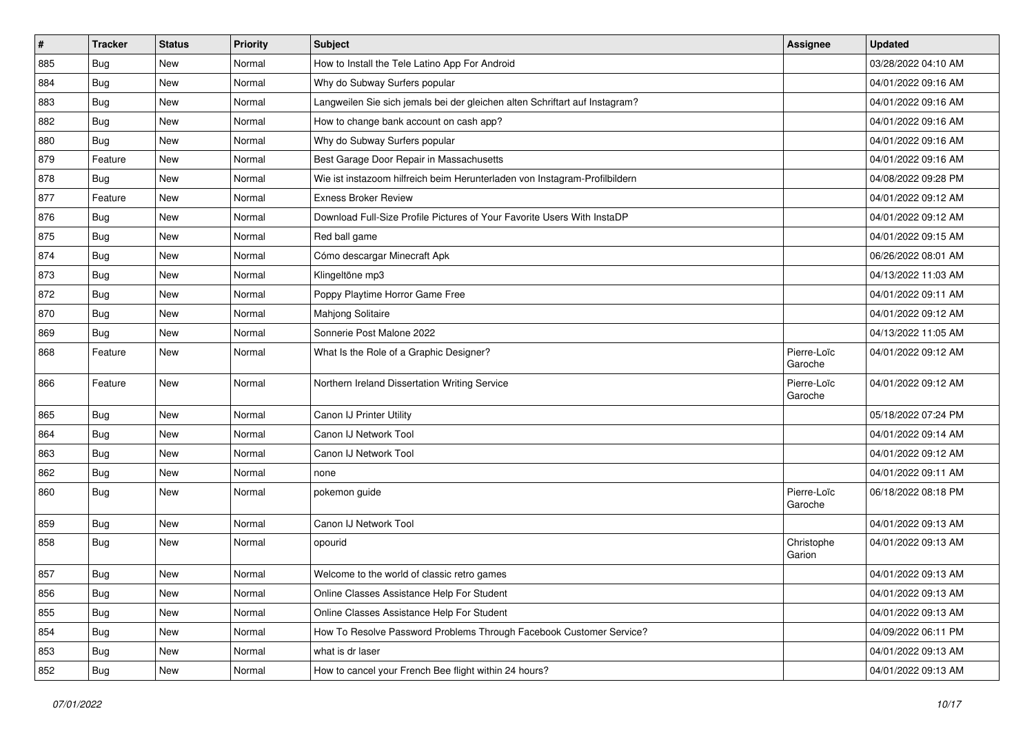| # | Tracker | Status | Priority | Subject | Assignee | Updated |
| --- | --- | --- | --- | --- | --- | --- |
| 885 | Bug | New | Normal | How to Install the Tele Latino App For Android | | 03/28/2022 04:10 AM |
| 884 | Bug | New | Normal | Why do Subway Surfers popular | | 04/01/2022 09:16 AM |
| 883 | Bug | New | Normal | Langweilen Sie sich jemals bei der gleichen alten Schriftart auf Instagram? | | 04/01/2022 09:16 AM |
| 882 | Bug | New | Normal | How to change bank account on cash app? | | 04/01/2022 09:16 AM |
| 880 | Bug | New | Normal | Why do Subway Surfers popular | | 04/01/2022 09:16 AM |
| 879 | Feature | New | Normal | Best Garage Door Repair in Massachusetts | | 04/01/2022 09:16 AM |
| 878 | Bug | New | Normal | Wie ist instazoom hilfreich beim Herunterladen von Instagram-Profilbildern | | 04/08/2022 09:28 PM |
| 877 | Feature | New | Normal | Exness Broker Review | | 04/01/2022 09:12 AM |
| 876 | Bug | New | Normal | Download Full-Size Profile Pictures of Your Favorite Users With InstaDP | | 04/01/2022 09:12 AM |
| 875 | Bug | New | Normal | Red ball game | | 04/01/2022 09:15 AM |
| 874 | Bug | New | Normal | Cómo descargar Minecraft Apk | | 06/26/2022 08:01 AM |
| 873 | Bug | New | Normal | Klingeltöne mp3 | | 04/13/2022 11:03 AM |
| 872 | Bug | New | Normal | Poppy Playtime Horror Game Free | | 04/01/2022 09:11 AM |
| 870 | Bug | New | Normal | Mahjong Solitaire | | 04/01/2022 09:12 AM |
| 869 | Bug | New | Normal | Sonnerie Post Malone 2022 | | 04/13/2022 11:05 AM |
| 868 | Feature | New | Normal | What Is the Role of a Graphic Designer? | Pierre-Loïc Garoche | 04/01/2022 09:12 AM |
| 866 | Feature | New | Normal | Northern Ireland Dissertation Writing Service | Pierre-Loïc Garoche | 04/01/2022 09:12 AM |
| 865 | Bug | New | Normal | Canon IJ Printer Utility | | 05/18/2022 07:24 PM |
| 864 | Bug | New | Normal | Canon IJ Network Tool | | 04/01/2022 09:14 AM |
| 863 | Bug | New | Normal | Canon IJ Network Tool | | 04/01/2022 09:12 AM |
| 862 | Bug | New | Normal | none | | 04/01/2022 09:11 AM |
| 860 | Bug | New | Normal | pokemon guide | Pierre-Loïc Garoche | 06/18/2022 08:18 PM |
| 859 | Bug | New | Normal | Canon IJ Network Tool | | 04/01/2022 09:13 AM |
| 858 | Bug | New | Normal | opourid | Christophe Garion | 04/01/2022 09:13 AM |
| 857 | Bug | New | Normal | Welcome to the world of classic retro games | | 04/01/2022 09:13 AM |
| 856 | Bug | New | Normal | Online Classes Assistance Help For Student | | 04/01/2022 09:13 AM |
| 855 | Bug | New | Normal | Online Classes Assistance Help For Student | | 04/01/2022 09:13 AM |
| 854 | Bug | New | Normal | How To Resolve Password Problems Through Facebook Customer Service? | | 04/09/2022 06:11 PM |
| 853 | Bug | New | Normal | what is dr laser | | 04/01/2022 09:13 AM |
| 852 | Bug | New | Normal | How to cancel your French Bee flight within 24 hours? | | 04/01/2022 09:13 AM |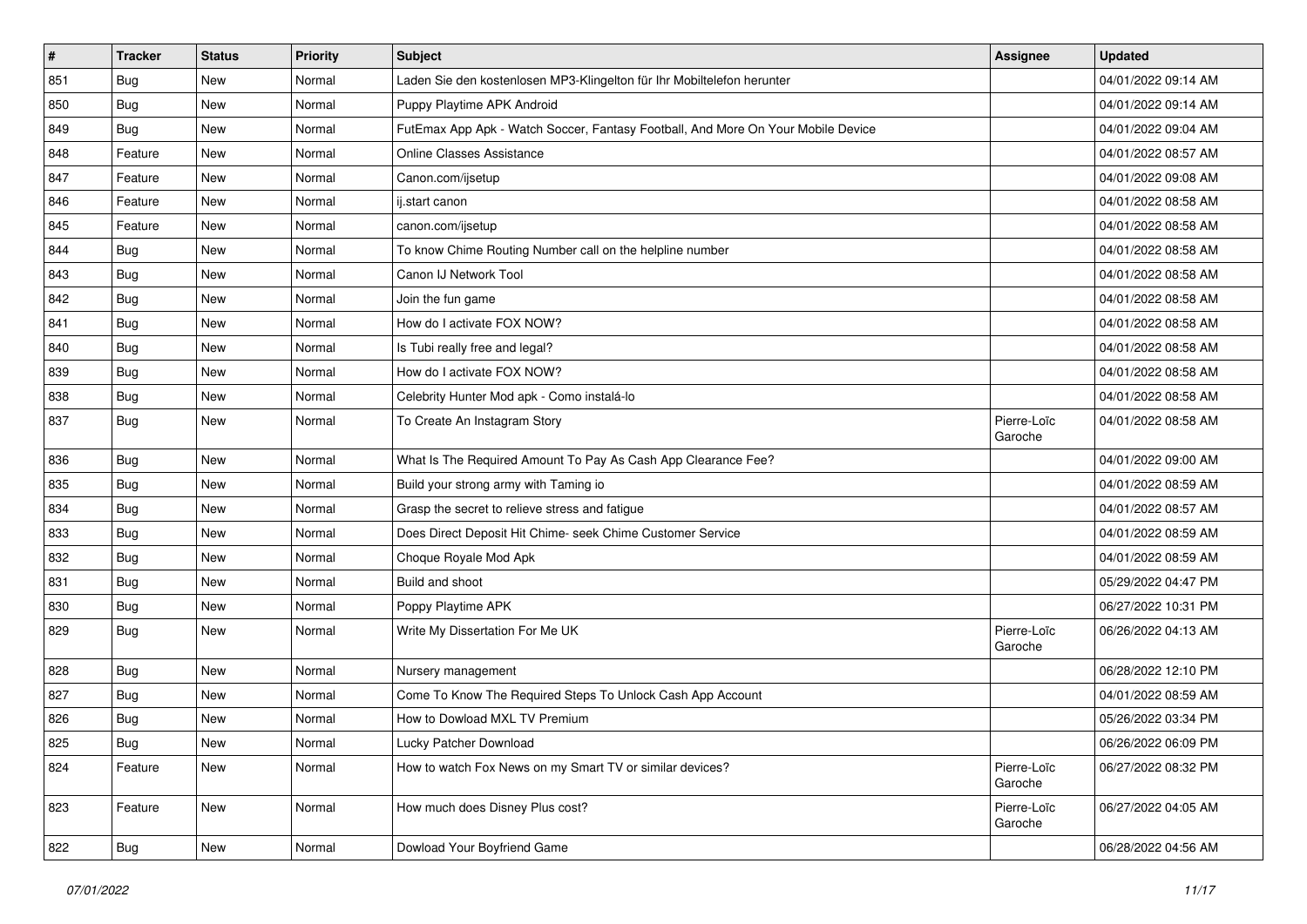| # | Tracker | Status | Priority | Subject | Assignee | Updated |
|---|---|---|---|---|---|---|
| 851 | Bug | New | Normal | Laden Sie den kostenlosen MP3-Klingelton für Ihr Mobiltelefon herunter | | 04/01/2022 09:14 AM |
| 850 | Bug | New | Normal | Puppy Playtime APK Android | | 04/01/2022 09:14 AM |
| 849 | Bug | New | Normal | FutEmax App Apk - Watch Soccer, Fantasy Football, And More On Your Mobile Device | | 04/01/2022 09:04 AM |
| 848 | Feature | New | Normal | Online Classes Assistance | | 04/01/2022 08:57 AM |
| 847 | Feature | New | Normal | Canon.com/ijsetup | | 04/01/2022 09:08 AM |
| 846 | Feature | New | Normal | ij.start canon | | 04/01/2022 08:58 AM |
| 845 | Feature | New | Normal | canon.com/ijsetup | | 04/01/2022 08:58 AM |
| 844 | Bug | New | Normal | To know Chime Routing Number call on the helpline number | | 04/01/2022 08:58 AM |
| 843 | Bug | New | Normal | Canon IJ Network Tool | | 04/01/2022 08:58 AM |
| 842 | Bug | New | Normal | Join the fun game | | 04/01/2022 08:58 AM |
| 841 | Bug | New | Normal | How do I activate FOX NOW? | | 04/01/2022 08:58 AM |
| 840 | Bug | New | Normal | Is Tubi really free and legal? | | 04/01/2022 08:58 AM |
| 839 | Bug | New | Normal | How do I activate FOX NOW? | | 04/01/2022 08:58 AM |
| 838 | Bug | New | Normal | Celebrity Hunter Mod apk - Como instalá-lo | | 04/01/2022 08:58 AM |
| 837 | Bug | New | Normal | To Create An Instagram Story | Pierre-Loïc Garoche | 04/01/2022 08:58 AM |
| 836 | Bug | New | Normal | What Is The Required Amount To Pay As Cash App Clearance Fee? | | 04/01/2022 09:00 AM |
| 835 | Bug | New | Normal | Build your strong army with Taming io | | 04/01/2022 08:59 AM |
| 834 | Bug | New | Normal | Grasp the secret to relieve stress and fatigue | | 04/01/2022 08:57 AM |
| 833 | Bug | New | Normal | Does Direct Deposit Hit Chime- seek Chime Customer Service | | 04/01/2022 08:59 AM |
| 832 | Bug | New | Normal | Choque Royale Mod Apk | | 04/01/2022 08:59 AM |
| 831 | Bug | New | Normal | Build and shoot | | 05/29/2022 04:47 PM |
| 830 | Bug | New | Normal | Poppy Playtime APK | | 06/27/2022 10:31 PM |
| 829 | Bug | New | Normal | Write My Dissertation For Me UK | Pierre-Loïc Garoche | 06/26/2022 04:13 AM |
| 828 | Bug | New | Normal | Nursery management | | 06/28/2022 12:10 PM |
| 827 | Bug | New | Normal | Come To Know The Required Steps To Unlock Cash App Account | | 04/01/2022 08:59 AM |
| 826 | Bug | New | Normal | How to Dowload MXL TV Premium | | 05/26/2022 03:34 PM |
| 825 | Bug | New | Normal | Lucky Patcher Download | | 06/26/2022 06:09 PM |
| 824 | Feature | New | Normal | How to watch Fox News on my Smart TV or similar devices? | Pierre-Loïc Garoche | 06/27/2022 08:32 PM |
| 823 | Feature | New | Normal | How much does Disney Plus cost? | Pierre-Loïc Garoche | 06/27/2022 04:05 AM |
| 822 | Bug | New | Normal | Dowload Your Boyfriend Game | | 06/28/2022 04:56 AM |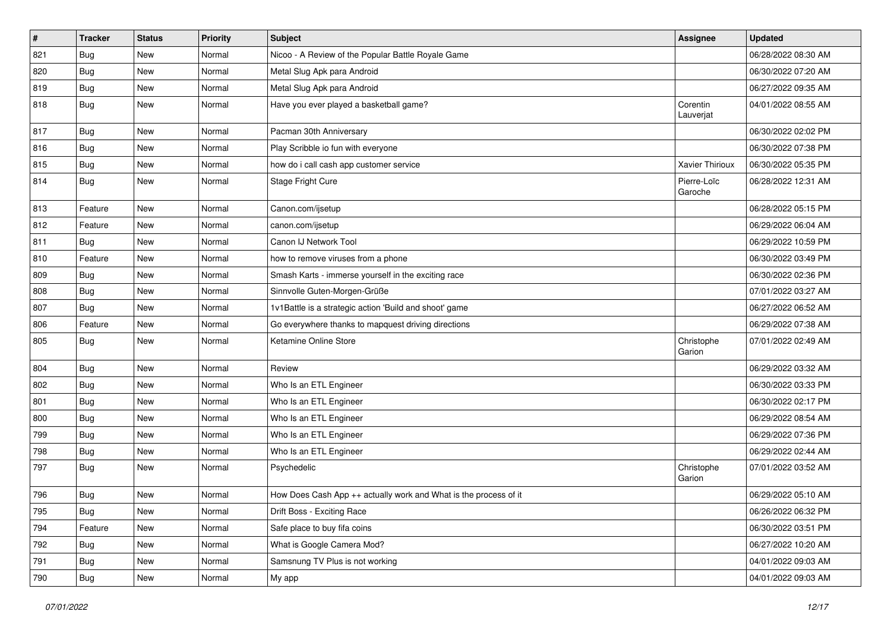| # | Tracker | Status | Priority | Subject | Assignee | Updated |
| --- | --- | --- | --- | --- | --- | --- |
| 821 | Bug | New | Normal | Nicoo - A Review of the Popular Battle Royale Game | | 06/28/2022 08:30 AM |
| 820 | Bug | New | Normal | Metal Slug Apk para Android | | 06/30/2022 07:20 AM |
| 819 | Bug | New | Normal | Metal Slug Apk para Android | | 06/27/2022 09:35 AM |
| 818 | Bug | New | Normal | Have you ever played a basketball game? | Corentin Lauverjat | 04/01/2022 08:55 AM |
| 817 | Bug | New | Normal | Pacman 30th Anniversary | | 06/30/2022 02:02 PM |
| 816 | Bug | New | Normal | Play Scribble io fun with everyone | | 06/30/2022 07:38 PM |
| 815 | Bug | New | Normal | how do i call cash app customer service | Xavier Thirioux | 06/30/2022 05:35 PM |
| 814 | Bug | New | Normal | Stage Fright Cure | Pierre-Loïc Garoche | 06/28/2022 12:31 AM |
| 813 | Feature | New | Normal | Canon.com/ijsetup | | 06/28/2022 05:15 PM |
| 812 | Feature | New | Normal | canon.com/ijsetup | | 06/29/2022 06:04 AM |
| 811 | Bug | New | Normal | Canon IJ Network Tool | | 06/29/2022 10:59 PM |
| 810 | Feature | New | Normal | how to remove viruses from a phone | | 06/30/2022 03:49 PM |
| 809 | Bug | New | Normal | Smash Karts - immerse yourself in the exciting race | | 06/30/2022 02:36 PM |
| 808 | Bug | New | Normal | Sinnvolle Guten-Morgen-Grüße | | 07/01/2022 03:27 AM |
| 807 | Bug | New | Normal | 1v1Battle is a strategic action 'Build and shoot' game | | 06/27/2022 06:52 AM |
| 806 | Feature | New | Normal | Go everywhere thanks to mapquest driving directions | | 06/29/2022 07:38 AM |
| 805 | Bug | New | Normal | Ketamine Online Store | Christophe Garion | 07/01/2022 02:49 AM |
| 804 | Bug | New | Normal | Review | | 06/29/2022 03:32 AM |
| 802 | Bug | New | Normal | Who Is an ETL Engineer | | 06/30/2022 03:33 PM |
| 801 | Bug | New | Normal | Who Is an ETL Engineer | | 06/30/2022 02:17 PM |
| 800 | Bug | New | Normal | Who Is an ETL Engineer | | 06/29/2022 08:54 AM |
| 799 | Bug | New | Normal | Who Is an ETL Engineer | | 06/29/2022 07:36 PM |
| 798 | Bug | New | Normal | Who Is an ETL Engineer | | 06/29/2022 02:44 AM |
| 797 | Bug | New | Normal | Psychedelic | Christophe Garion | 07/01/2022 03:52 AM |
| 796 | Bug | New | Normal | How Does Cash App ++ actually work and What is the process of it | | 06/29/2022 05:10 AM |
| 795 | Bug | New | Normal | Drift Boss - Exciting Race | | 06/26/2022 06:32 PM |
| 794 | Feature | New | Normal | Safe place to buy fifa coins | | 06/30/2022 03:51 PM |
| 792 | Bug | New | Normal | What is Google Camera Mod? | | 06/27/2022 10:20 AM |
| 791 | Bug | New | Normal | Samsnung TV Plus is not working | | 04/01/2022 09:03 AM |
| 790 | Bug | New | Normal | My app | | 04/01/2022 09:03 AM |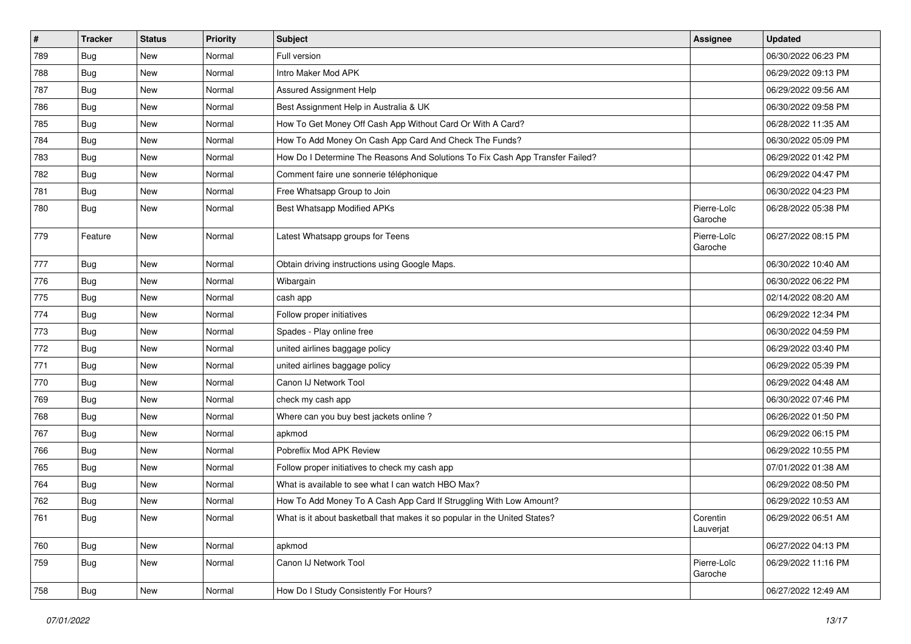| # | Tracker | Status | Priority | Subject | Assignee | Updated |
| --- | --- | --- | --- | --- | --- | --- |
| 789 | Bug | New | Normal | Full version | | 06/30/2022 06:23 PM |
| 788 | Bug | New | Normal | Intro Maker Mod APK | | 06/29/2022 09:13 PM |
| 787 | Bug | New | Normal | Assured Assignment Help | | 06/29/2022 09:56 AM |
| 786 | Bug | New | Normal | Best Assignment Help in Australia & UK | | 06/30/2022 09:58 PM |
| 785 | Bug | New | Normal | How To Get Money Off Cash App Without Card Or With A Card? | | 06/28/2022 11:35 AM |
| 784 | Bug | New | Normal | How To Add Money On Cash App Card And Check The Funds? | | 06/30/2022 05:09 PM |
| 783 | Bug | New | Normal | How Do I Determine The Reasons And Solutions To Fix Cash App Transfer Failed? | | 06/29/2022 01:42 PM |
| 782 | Bug | New | Normal | Comment faire une sonnerie téléphonique | | 06/29/2022 04:47 PM |
| 781 | Bug | New | Normal | Free Whatsapp Group to Join | | 06/30/2022 04:23 PM |
| 780 | Bug | New | Normal | Best Whatsapp Modified APKs | Pierre-Loïc Garoche | 06/28/2022 05:38 PM |
| 779 | Feature | New | Normal | Latest Whatsapp groups for Teens | Pierre-Loïc Garoche | 06/27/2022 08:15 PM |
| 777 | Bug | New | Normal | Obtain driving instructions using Google Maps. | | 06/30/2022 10:40 AM |
| 776 | Bug | New | Normal | Wibargain | | 06/30/2022 06:22 PM |
| 775 | Bug | New | Normal | cash app | | 02/14/2022 08:20 AM |
| 774 | Bug | New | Normal | Follow proper initiatives | | 06/29/2022 12:34 PM |
| 773 | Bug | New | Normal | Spades - Play online free | | 06/30/2022 04:59 PM |
| 772 | Bug | New | Normal | united airlines baggage policy | | 06/29/2022 03:40 PM |
| 771 | Bug | New | Normal | united airlines baggage policy | | 06/29/2022 05:39 PM |
| 770 | Bug | New | Normal | Canon IJ Network Tool | | 06/29/2022 04:48 AM |
| 769 | Bug | New | Normal | check my cash app | | 06/30/2022 07:46 PM |
| 768 | Bug | New | Normal | Where can you buy best jackets online ? | | 06/26/2022 01:50 PM |
| 767 | Bug | New | Normal | apkmod | | 06/29/2022 06:15 PM |
| 766 | Bug | New | Normal | Pobreflix Mod APK Review | | 06/29/2022 10:55 PM |
| 765 | Bug | New | Normal | Follow proper initiatives to check my cash app | | 07/01/2022 01:38 AM |
| 764 | Bug | New | Normal | What is available to see what I can watch HBO Max? | | 06/29/2022 08:50 PM |
| 762 | Bug | New | Normal | How To Add Money To A Cash App Card If Struggling With Low Amount? | | 06/29/2022 10:53 AM |
| 761 | Bug | New | Normal | What is it about basketball that makes it so popular in the United States? | Corentin Lauverjat | 06/29/2022 06:51 AM |
| 760 | Bug | New | Normal | apkmod | | 06/27/2022 04:13 PM |
| 759 | Bug | New | Normal | Canon IJ Network Tool | Pierre-Loïc Garoche | 06/29/2022 11:16 PM |
| 758 | Bug | New | Normal | How Do I Study Consistently For Hours? | | 06/27/2022 12:49 AM |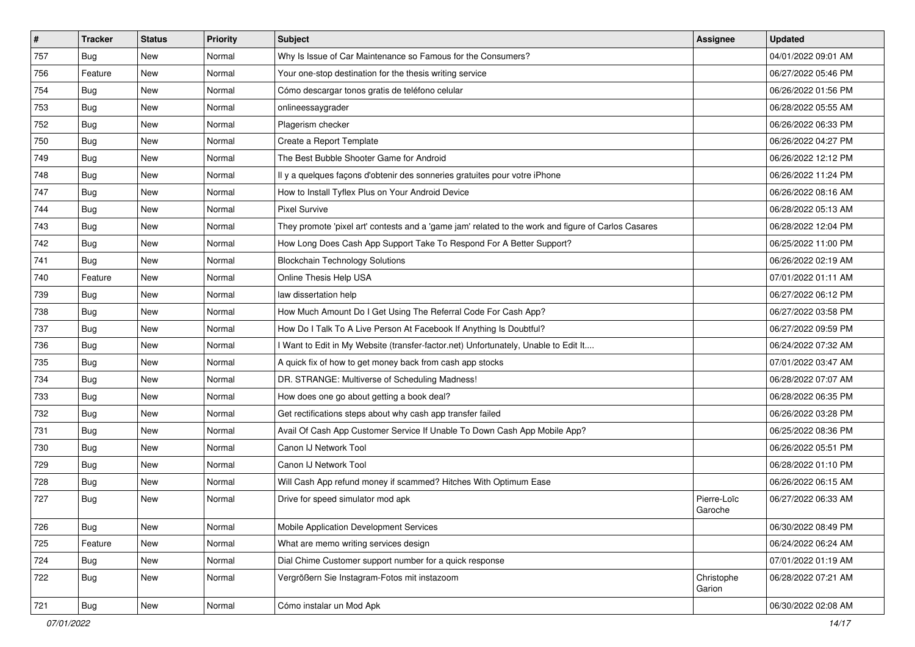| # | Tracker | Status | Priority | Subject | Assignee | Updated |
|---|---|---|---|---|---|---|
| 757 | Bug | New | Normal | Why Is Issue of Car Maintenance so Famous for the Consumers? | | 04/01/2022 09:01 AM |
| 756 | Feature | New | Normal | Your one-stop destination for the thesis writing service | | 06/27/2022 05:46 PM |
| 754 | Bug | New | Normal | Cómo descargar tonos gratis de teléfono celular | | 06/26/2022 01:56 PM |
| 753 | Bug | New | Normal | onlineessaygrader | | 06/28/2022 05:55 AM |
| 752 | Bug | New | Normal | Plagerism checker | | 06/26/2022 06:33 PM |
| 750 | Bug | New | Normal | Create a Report Template | | 06/26/2022 04:27 PM |
| 749 | Bug | New | Normal | The Best Bubble Shooter Game for Android | | 06/26/2022 12:12 PM |
| 748 | Bug | New | Normal | Il y a quelques façons d'obtenir des sonneries gratuites pour votre iPhone | | 06/26/2022 11:24 PM |
| 747 | Bug | New | Normal | How to Install Tyflex Plus on Your Android Device | | 06/26/2022 08:16 AM |
| 744 | Bug | New | Normal | Pixel Survive | | 06/28/2022 05:13 AM |
| 743 | Bug | New | Normal | They promote 'pixel art' contests and a 'game jam' related to the work and figure of Carlos Casares | | 06/28/2022 12:04 PM |
| 742 | Bug | New | Normal | How Long Does Cash App Support Take To Respond For A Better Support? | | 06/25/2022 11:00 PM |
| 741 | Bug | New | Normal | Blockchain Technology Solutions | | 06/26/2022 02:19 AM |
| 740 | Feature | New | Normal | Online Thesis Help USA | | 07/01/2022 01:11 AM |
| 739 | Bug | New | Normal | law dissertation help | | 06/27/2022 06:12 PM |
| 738 | Bug | New | Normal | How Much Amount Do I Get Using The Referral Code For Cash App? | | 06/27/2022 03:58 PM |
| 737 | Bug | New | Normal | How Do I Talk To A Live Person At Facebook If Anything Is Doubtful? | | 06/27/2022 09:59 PM |
| 736 | Bug | New | Normal | I Want to Edit in My Website (transfer-factor.net) Unfortunately, Unable to Edit It.... | | 06/24/2022 07:32 AM |
| 735 | Bug | New | Normal | A quick fix of how to get money back from cash app stocks | | 07/01/2022 03:47 AM |
| 734 | Bug | New | Normal | DR. STRANGE: Multiverse of Scheduling Madness! | | 06/28/2022 07:07 AM |
| 733 | Bug | New | Normal | How does one go about getting a book deal? | | 06/28/2022 06:35 PM |
| 732 | Bug | New | Normal | Get rectifications steps about why cash app transfer failed | | 06/26/2022 03:28 PM |
| 731 | Bug | New | Normal | Avail Of Cash App Customer Service If Unable To Down Cash App Mobile App? | | 06/25/2022 08:36 PM |
| 730 | Bug | New | Normal | Canon IJ Network Tool | | 06/26/2022 05:51 PM |
| 729 | Bug | New | Normal | Canon IJ Network Tool | | 06/28/2022 01:10 PM |
| 728 | Bug | New | Normal | Will Cash App refund money if scammed? Hitches With Optimum Ease | | 06/26/2022 06:15 AM |
| 727 | Bug | New | Normal | Drive for speed simulator mod apk | Pierre-Loïc Garoche | 06/27/2022 06:33 AM |
| 726 | Bug | New | Normal | Mobile Application Development Services | | 06/30/2022 08:49 PM |
| 725 | Feature | New | Normal | What are memo writing services design | | 06/24/2022 06:24 AM |
| 724 | Bug | New | Normal | Dial Chime Customer support number for a quick response | | 07/01/2022 01:19 AM |
| 722 | Bug | New | Normal | Vergrößern Sie Instagram-Fotos mit instazoom | Christophe Garion | 06/28/2022 07:21 AM |
| 721 | Bug | New | Normal | Cómo instalar un Mod Apk | | 06/30/2022 02:08 AM |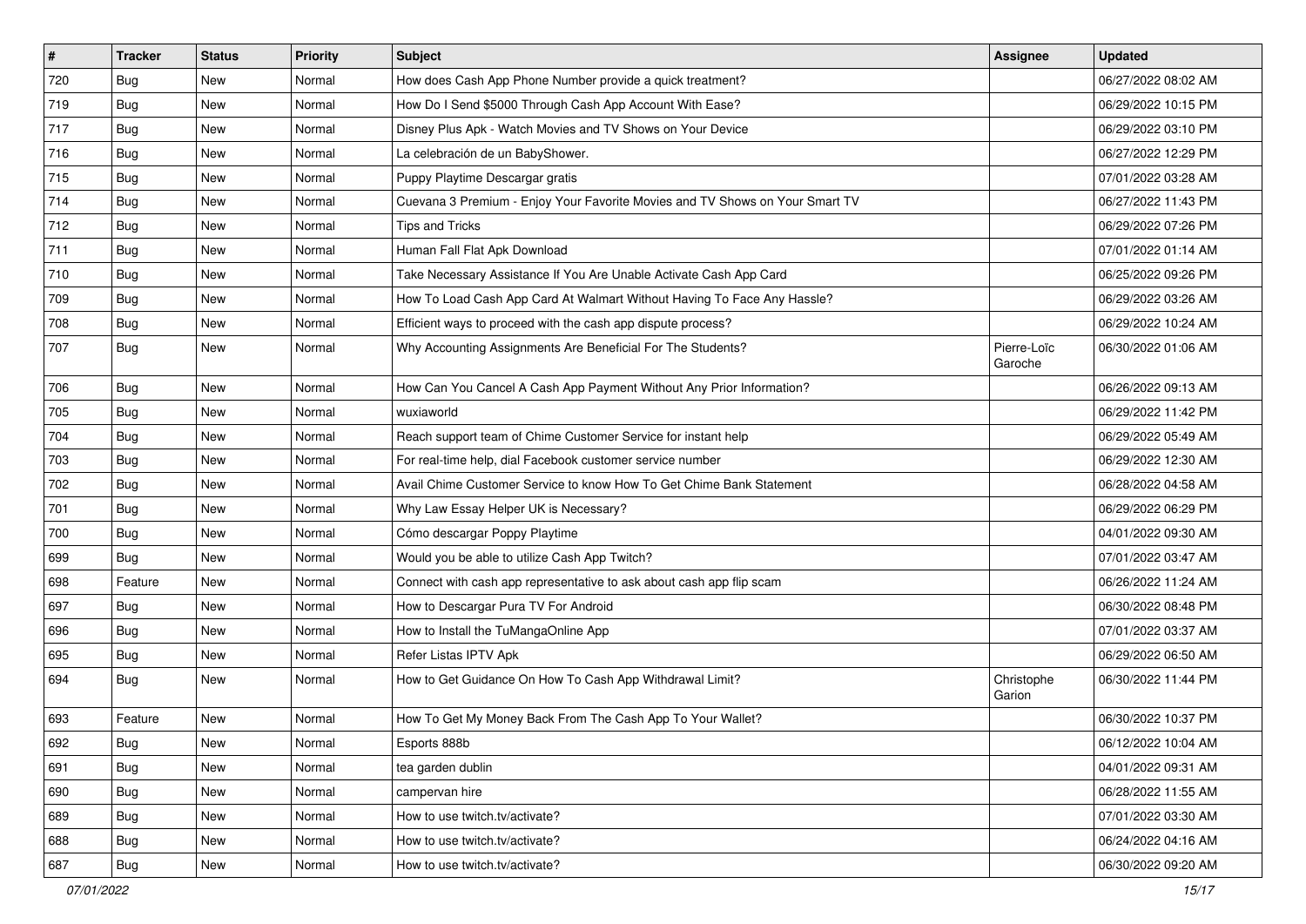| # | Tracker | Status | Priority | Subject | Assignee | Updated |
|---|---|---|---|---|---|---|
| 720 | Bug | New | Normal | How does Cash App Phone Number provide a quick treatment? | | 06/27/2022 08:02 AM |
| 719 | Bug | New | Normal | How Do I Send $5000 Through Cash App Account With Ease? | | 06/29/2022 10:15 PM |
| 717 | Bug | New | Normal | Disney Plus Apk - Watch Movies and TV Shows on Your Device | | 06/29/2022 03:10 PM |
| 716 | Bug | New | Normal | La celebración de un BabyShower. | | 06/27/2022 12:29 PM |
| 715 | Bug | New | Normal | Puppy Playtime Descargar gratis | | 07/01/2022 03:28 AM |
| 714 | Bug | New | Normal | Cuevana 3 Premium - Enjoy Your Favorite Movies and TV Shows on Your Smart TV | | 06/27/2022 11:43 PM |
| 712 | Bug | New | Normal | Tips and Tricks | | 06/29/2022 07:26 PM |
| 711 | Bug | New | Normal | Human Fall Flat Apk Download | | 07/01/2022 01:14 AM |
| 710 | Bug | New | Normal | Take Necessary Assistance If You Are Unable Activate Cash App Card | | 06/25/2022 09:26 PM |
| 709 | Bug | New | Normal | How To Load Cash App Card At Walmart Without Having To Face Any Hassle? | | 06/29/2022 03:26 AM |
| 708 | Bug | New | Normal | Efficient ways to proceed with the cash app dispute process? | | 06/29/2022 10:24 AM |
| 707 | Bug | New | Normal | Why Accounting Assignments Are Beneficial For The Students? | Pierre-Loïc Garoche | 06/30/2022 01:06 AM |
| 706 | Bug | New | Normal | How Can You Cancel A Cash App Payment Without Any Prior Information? | | 06/26/2022 09:13 AM |
| 705 | Bug | New | Normal | wuxiaworld | | 06/29/2022 11:42 PM |
| 704 | Bug | New | Normal | Reach support team of Chime Customer Service for instant help | | 06/29/2022 05:49 AM |
| 703 | Bug | New | Normal | For real-time help, dial Facebook customer service number | | 06/29/2022 12:30 AM |
| 702 | Bug | New | Normal | Avail Chime Customer Service to know How To Get Chime Bank Statement | | 06/28/2022 04:58 AM |
| 701 | Bug | New | Normal | Why Law Essay Helper UK is Necessary? | | 06/29/2022 06:29 PM |
| 700 | Bug | New | Normal | Cómo descargar Poppy Playtime | | 04/01/2022 09:30 AM |
| 699 | Bug | New | Normal | Would you be able to utilize Cash App Twitch? | | 07/01/2022 03:47 AM |
| 698 | Feature | New | Normal | Connect with cash app representative to ask about cash app flip scam | | 06/26/2022 11:24 AM |
| 697 | Bug | New | Normal | How to Descargar Pura TV For Android | | 06/30/2022 08:48 PM |
| 696 | Bug | New | Normal | How to Install the TuMangaOnline App | | 07/01/2022 03:37 AM |
| 695 | Bug | New | Normal | Refer Listas IPTV Apk | | 06/29/2022 06:50 AM |
| 694 | Bug | New | Normal | How to Get Guidance On How To Cash App Withdrawal Limit? | Christophe Garion | 06/30/2022 11:44 PM |
| 693 | Feature | New | Normal | How To Get My Money Back From The Cash App To Your Wallet? | | 06/30/2022 10:37 PM |
| 692 | Bug | New | Normal | Esports 888b | | 06/12/2022 10:04 AM |
| 691 | Bug | New | Normal | tea garden dublin | | 04/01/2022 09:31 AM |
| 690 | Bug | New | Normal | campervan hire | | 06/28/2022 11:55 AM |
| 689 | Bug | New | Normal | How to use twitch.tv/activate? | | 07/01/2022 03:30 AM |
| 688 | Bug | New | Normal | How to use twitch.tv/activate? | | 06/24/2022 04:16 AM |
| 687 | Bug | New | Normal | How to use twitch.tv/activate? | | 06/30/2022 09:20 AM |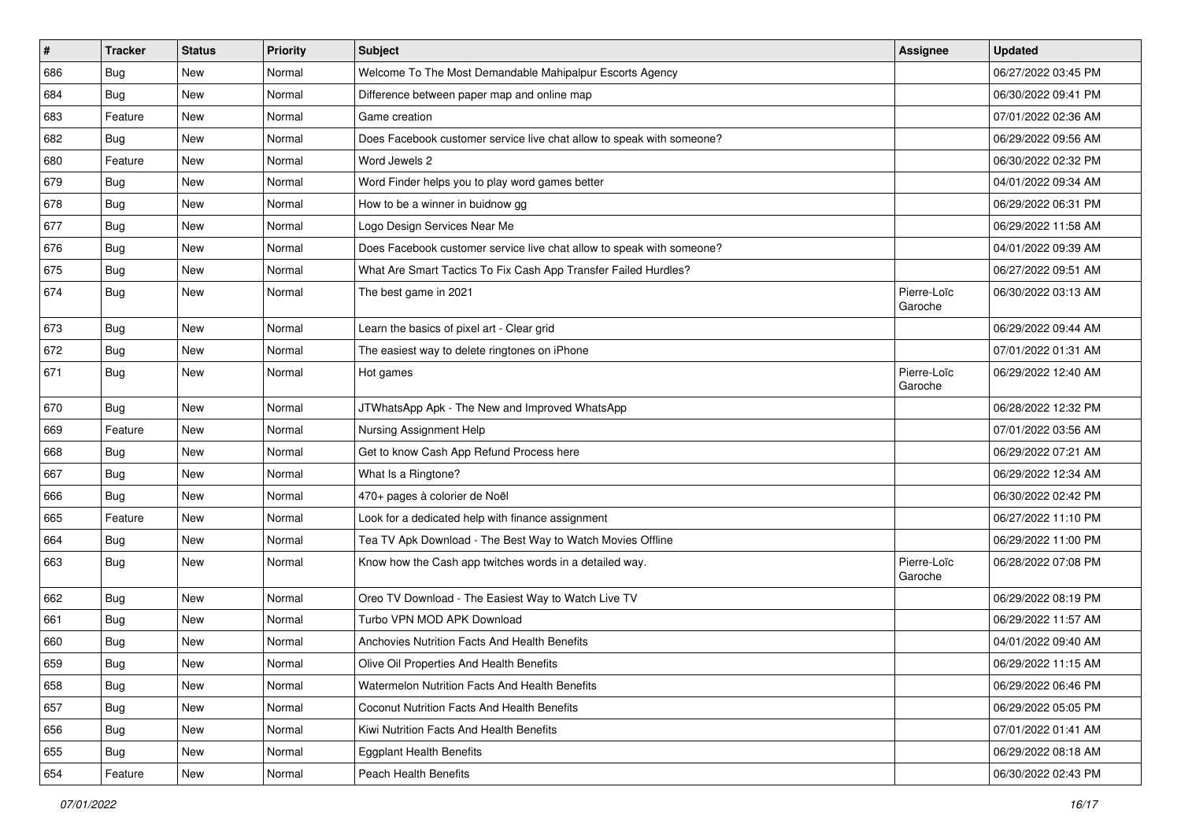| # | Tracker | Status | Priority | Subject | Assignee | Updated |
|---|---|---|---|---|---|---|
| 686 | Bug | New | Normal | Welcome To The Most Demandable Mahipalpur Escorts Agency | | 06/27/2022 03:45 PM |
| 684 | Bug | New | Normal | Difference between paper map and online map | | 06/30/2022 09:41 PM |
| 683 | Feature | New | Normal | Game creation | | 07/01/2022 02:36 AM |
| 682 | Bug | New | Normal | Does Facebook customer service live chat allow to speak with someone? | | 06/29/2022 09:56 AM |
| 680 | Feature | New | Normal | Word Jewels 2 | | 06/30/2022 02:32 PM |
| 679 | Bug | New | Normal | Word Finder helps you to play word games better | | 04/01/2022 09:34 AM |
| 678 | Bug | New | Normal | How to be a winner in buidnow gg | | 06/29/2022 06:31 PM |
| 677 | Bug | New | Normal | Logo Design Services Near Me | | 06/29/2022 11:58 AM |
| 676 | Bug | New | Normal | Does Facebook customer service live chat allow to speak with someone? | | 04/01/2022 09:39 AM |
| 675 | Bug | New | Normal | What Are Smart Tactics To Fix Cash App Transfer Failed Hurdles? | | 06/27/2022 09:51 AM |
| 674 | Bug | New | Normal | The best game in 2021 | Pierre-Loïc Garoche | 06/30/2022 03:13 AM |
| 673 | Bug | New | Normal | Learn the basics of pixel art - Clear grid | | 06/29/2022 09:44 AM |
| 672 | Bug | New | Normal | The easiest way to delete ringtones on iPhone | | 07/01/2022 01:31 AM |
| 671 | Bug | New | Normal | Hot games | Pierre-Loïc Garoche | 06/29/2022 12:40 AM |
| 670 | Bug | New | Normal | JTWhatsApp Apk - The New and Improved WhatsApp | | 06/28/2022 12:32 PM |
| 669 | Feature | New | Normal | Nursing Assignment Help | | 07/01/2022 03:56 AM |
| 668 | Bug | New | Normal | Get to know Cash App Refund Process here | | 06/29/2022 07:21 AM |
| 667 | Bug | New | Normal | What Is a Ringtone? | | 06/29/2022 12:34 AM |
| 666 | Bug | New | Normal | 470+ pages à colorier de Noël | | 06/30/2022 02:42 PM |
| 665 | Feature | New | Normal | Look for a dedicated help with finance assignment | | 06/27/2022 11:10 PM |
| 664 | Bug | New | Normal | Tea TV Apk Download - The Best Way to Watch Movies Offline | | 06/29/2022 11:00 PM |
| 663 | Bug | New | Normal | Know how the Cash app twitches words in a detailed way. | Pierre-Loïc Garoche | 06/28/2022 07:08 PM |
| 662 | Bug | New | Normal | Oreo TV Download - The Easiest Way to Watch Live TV | | 06/29/2022 08:19 PM |
| 661 | Bug | New | Normal | Turbo VPN MOD APK Download | | 06/29/2022 11:57 AM |
| 660 | Bug | New | Normal | Anchovies Nutrition Facts And Health Benefits | | 04/01/2022 09:40 AM |
| 659 | Bug | New | Normal | Olive Oil Properties And Health Benefits | | 06/29/2022 11:15 AM |
| 658 | Bug | New | Normal | Watermelon Nutrition Facts And Health Benefits | | 06/29/2022 06:46 PM |
| 657 | Bug | New | Normal | Coconut Nutrition Facts And Health Benefits | | 06/29/2022 05:05 PM |
| 656 | Bug | New | Normal | Kiwi Nutrition Facts And Health Benefits | | 07/01/2022 01:41 AM |
| 655 | Bug | New | Normal | Eggplant Health Benefits | | 06/29/2022 08:18 AM |
| 654 | Feature | New | Normal | Peach Health Benefits | | 06/30/2022 02:43 PM |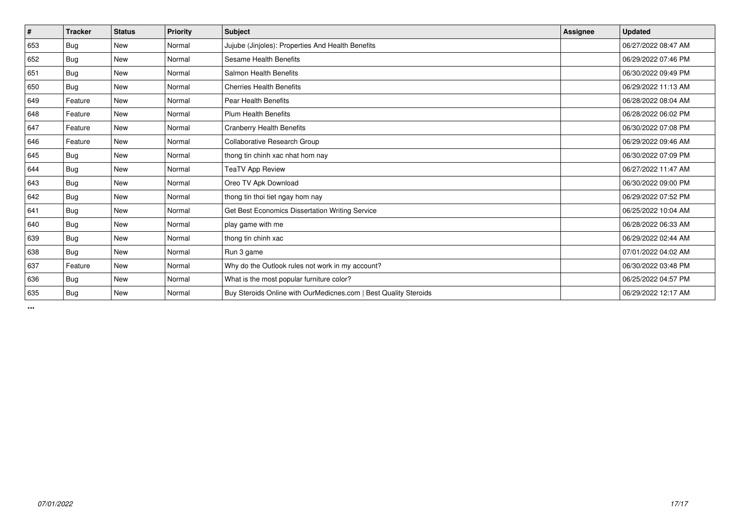| # | Tracker | Status | Priority | Subject | Assignee | Updated |
|---|---|---|---|---|---|---|
| 653 | Bug | New | Normal | Jujube (Jinjoles): Properties And Health Benefits | | 06/27/2022 08:47 AM |
| 652 | Bug | New | Normal | Sesame Health Benefits | | 06/29/2022 07:46 PM |
| 651 | Bug | New | Normal | Salmon Health Benefits | | 06/30/2022 09:49 PM |
| 650 | Bug | New | Normal | Cherries Health Benefits | | 06/29/2022 11:13 AM |
| 649 | Feature | New | Normal | Pear Health Benefits | | 06/28/2022 08:04 AM |
| 648 | Feature | New | Normal | Plum Health Benefits | | 06/28/2022 06:02 PM |
| 647 | Feature | New | Normal | Cranberry Health Benefits | | 06/30/2022 07:08 PM |
| 646 | Feature | New | Normal | Collaborative Research Group | | 06/29/2022 09:46 AM |
| 645 | Bug | New | Normal | thong tin chinh xac nhat hom nay | | 06/30/2022 07:09 PM |
| 644 | Bug | New | Normal | TeaTV App Review | | 06/27/2022 11:47 AM |
| 643 | Bug | New | Normal | Oreo TV Apk Download | | 06/30/2022 09:00 PM |
| 642 | Bug | New | Normal | thong tin thoi tiet ngay hom nay | | 06/29/2022 07:52 PM |
| 641 | Bug | New | Normal | Get Best Economics Dissertation Writing Service | | 06/25/2022 10:04 AM |
| 640 | Bug | New | Normal | play game with me | | 06/28/2022 06:33 AM |
| 639 | Bug | New | Normal | thong tin chinh xac | | 06/29/2022 02:44 AM |
| 638 | Bug | New | Normal | Run 3 game | | 07/01/2022 04:02 AM |
| 637 | Feature | New | Normal | Why do the Outlook rules not work in my account? | | 06/30/2022 03:48 PM |
| 636 | Bug | New | Normal | What is the most popular furniture color? | | 06/25/2022 04:57 PM |
| 635 | Bug | New | Normal | Buy Steroids Online with OurMedicnes.com \| Best Quality Steroids | | 06/29/2022 12:17 AM |

...